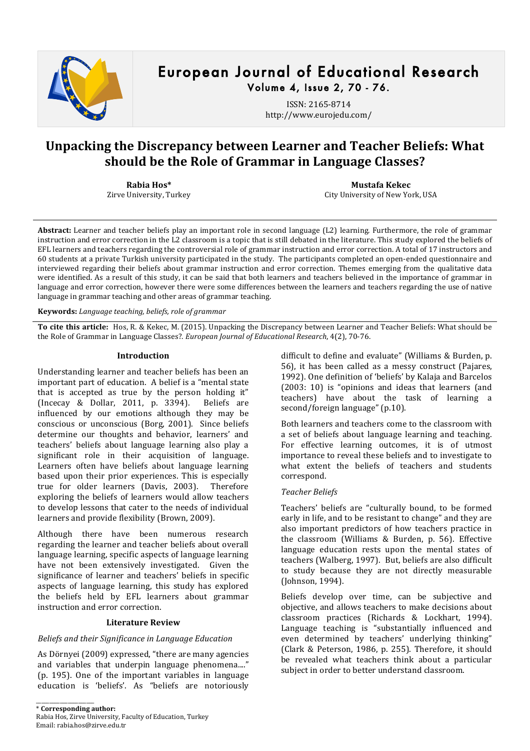# Unpacking the Discrepancy between Learner and Teacher Beliefs: What should be the Role of Grammar in Language Classes?

**Rabia Hos***
Zirve University, Turkey

**Mustafa Kekec**
City University of New York, USA

**Abstract:** Learner and teacher beliefs play an important role in second language (L2) learning. Furthermore, the role of grammar instruction and error correction in the L2 classroom is a topic that is still debated in the literature. This study explored the beliefs of EFL learners and teachers regarding the controversial role of grammar instruction and error correction. A total of 17 instructors and 60 students at a private Turkish university participated in the study. The participants completed an open-ended questionnaire and interviewed regarding their beliefs about grammar instruction and error correction. Themes emerging from the qualitative data were identified. As a result of this study, it can be said that both learners and teachers believed in the importance of grammar in language and error correction, however there were some differences between the learners and teachers regarding the use of native language in grammar teaching and other areas of grammar teaching.

**Keywords:** *Language teaching, beliefs, role of grammar*

**To cite this article:** Hos, R. & Kekec, M. (2015). Unpacking the Discrepancy between Learner and Teacher Beliefs: What should be the Role of Grammar in Language Classes?. *European Journal of Educational Research*, 4(2), 70-76.

## Introduction

Understanding learner and teacher beliefs has been an important part of education. A belief is a "mental state that is accepted as true by the person holding it" (Incecay & Dollar, 2011, p. 3394). Beliefs are influenced by our emotions although they may be conscious or unconscious (Borg, 2001). Since beliefs determine our thoughts and behavior, learners' and teachers' beliefs about language learning also play a significant role in their acquisition of language. Learners often have beliefs about language learning based upon their prior experiences. This is especially true for older learners (Davis, 2003). Therefore exploring the beliefs of learners would allow teachers to develop lessons that cater to the needs of individual learners and provide flexibility (Brown, 2009).

Although there have been numerous research regarding the learner and teacher beliefs about overall language learning, specific aspects of language learning have not been extensively investigated. Given the significance of learner and teachers' beliefs in specific aspects of language learning, this study has explored the beliefs held by EFL learners about grammar instruction and error correction.

## Literature Review

### *Beliefs and their Significance in Language Education*

As Dörnyei (2009) expressed, "there are many agencies and variables that underpin language phenomena...." (p. 195). One of the important variables in language education is 'beliefs'. As "beliefs are notoriously difficult to define and evaluate" (Williams & Burden, p. 56), it has been called as a messy construct (Pajares, 1992). One definition of 'beliefs' by Kalaja and Barcelos (2003: 10) is "opinions and ideas that learners (and teachers) have about the task of learning a second/foreign language" (p.10).

Both learners and teachers come to the classroom with a set of beliefs about language learning and teaching. For effective learning outcomes, it is of utmost importance to reveal these beliefs and to investigate to what extent the beliefs of teachers and students correspond.

### *Teacher Beliefs*

Teachers' beliefs are "culturally bound, to be formed early in life, and to be resistant to change" and they are also important predictors of how teachers practice in the classroom (Williams & Burden, p. 56). Effective language education rests upon the mental states of teachers (Walberg, 1997). But, beliefs are also difficult to study because they are not directly measurable (Johnson, 1994).

Beliefs develop over time, can be subjective and objective, and allows teachers to make decisions about classroom practices (Richards & Lockhart, 1994). Language teaching is "substantially influenced and even determined by teachers' underlying thinking" (Clark & Peterson, 1986, p. 255). Therefore, it should be revealed what teachers think about a particular subject in order to better understand classroom.

---

\* **Corresponding author:**
Rabia Hos, Zirve University, Faculty of Education, Turkey
Email: rabia.hos@zirve.edu.tr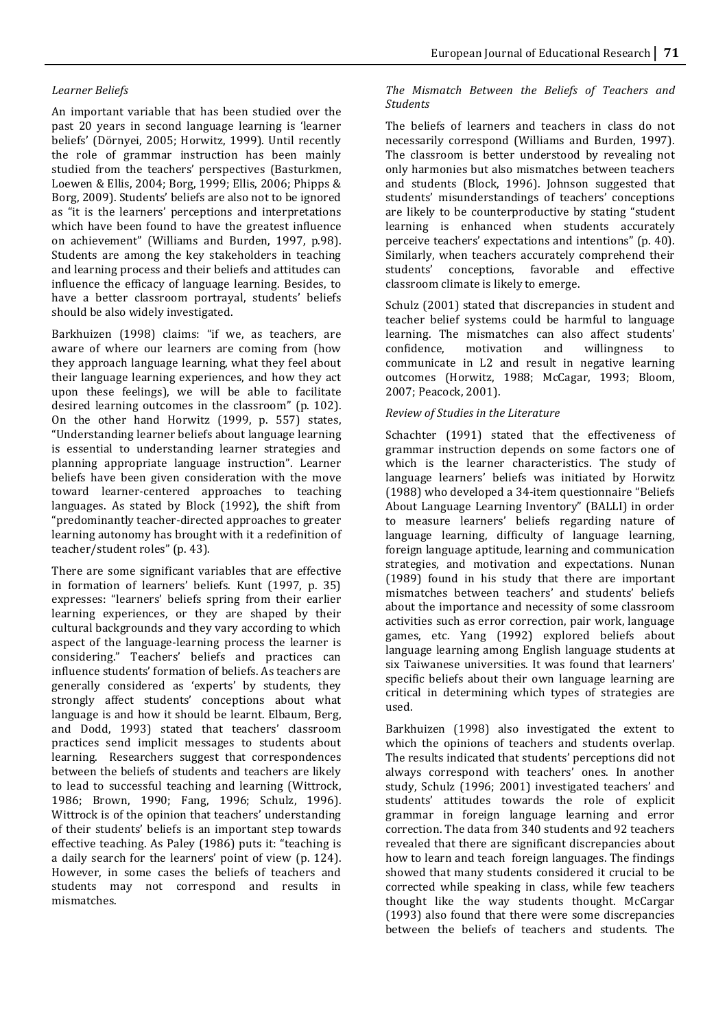### *Learner Beliefs*

An important variable that has been studied over the past 20 years in second language learning is 'learner beliefs' (Dörnyei, 2005; Horwitz, 1999). Until recently the role of grammar instruction has been mainly studied from the teachers' perspectives (Basturkmen, Loewen & Ellis, 2004; Borg, 1999; Ellis, 2006; Phipps & Borg, 2009). Students' beliefs are also not to be ignored as "it is the learners' perceptions and interpretations which have been found to have the greatest influence on achievement" (Williams and Burden, 1997, p.98). Students are among the key stakeholders in teaching and learning process and their beliefs and attitudes can influence the efficacy of language learning. Besides, to have a better classroom portrayal, students' beliefs should be also widely investigated.

Barkhuizen (1998) claims: "if we, as teachers, are aware of where our learners are coming from (how they approach language learning, what they feel about their language learning experiences, and how they act upon these feelings), we will be able to facilitate desired learning outcomes in the classroom" (p. 102). On the other hand Horwitz (1999, p. 557) states, "Understanding learner beliefs about language learning is essential to understanding learner strategies and planning appropriate language instruction". Learner beliefs have been given consideration with the move toward learner-centered approaches to teaching languages. As stated by Block (1992), the shift from "predominantly teacher-directed approaches to greater learning autonomy has brought with it a redefinition of teacher/student roles" (p. 43).

There are some significant variables that are effective in formation of learners' beliefs. Kunt (1997, p. 35) expresses: "learners' beliefs spring from their earlier learning experiences, or they are shaped by their cultural backgrounds and they vary according to which aspect of the language-learning process the learner is considering." Teachers' beliefs and practices can influence students' formation of beliefs. As teachers are generally considered as 'experts' by students, they strongly affect students' conceptions about what language is and how it should be learnt. Elbaum, Berg, and Dodd, 1993) stated that teachers' classroom practices send implicit messages to students about learning. Researchers suggest that correspondences between the beliefs of students and teachers are likely to lead to successful teaching and learning (Wittrock, 1986; Brown, 1990; Fang, 1996; Schulz, 1996). Wittrock is of the opinion that teachers' understanding of their students' beliefs is an important step towards effective teaching. As Paley (1986) puts it: "teaching is a daily search for the learners' point of view (p. 124). However, in some cases the beliefs of teachers and students may not correspond and results in mismatches.

### *The Mismatch Between the Beliefs of Teachers and Students*

The beliefs of learners and teachers in class do not necessarily correspond (Williams and Burden, 1997). The classroom is better understood by revealing not only harmonies but also mismatches between teachers and students (Block, 1996). Johnson suggested that students' misunderstandings of teachers' conceptions are likely to be counterproductive by stating "student learning is enhanced when students accurately perceive teachers' expectations and intentions" (p. 40). Similarly, when teachers accurately comprehend their students' conceptions, favorable and effective classroom climate is likely to emerge.

Schulz (2001) stated that discrepancies in student and teacher belief systems could be harmful to language learning. The mismatches can also affect students' confidence, motivation and willingness to communicate in L2 and result in negative learning outcomes (Horwitz, 1988; McCagar, 1993; Bloom, 2007; Peacock, 2001).

### *Review of Studies in the Literature*

Schachter (1991) stated that the effectiveness of grammar instruction depends on some factors one of which is the learner characteristics. The study of language learners' beliefs was initiated by Horwitz (1988) who developed a 34-item questionnaire "Beliefs About Language Learning Inventory" (BALLI) in order to measure learners' beliefs regarding nature of language learning, difficulty of language learning, foreign language aptitude, learning and communication strategies, and motivation and expectations. Nunan (1989) found in his study that there are important mismatches between teachers' and students' beliefs about the importance and necessity of some classroom activities such as error correction, pair work, language games, etc. Yang (1992) explored beliefs about language learning among English language students at six Taiwanese universities. It was found that learners' specific beliefs about their own language learning are critical in determining which types of strategies are used.

Barkhuizen (1998) also investigated the extent to which the opinions of teachers and students overlap. The results indicated that students' perceptions did not always correspond with teachers' ones. In another study, Schulz (1996; 2001) investigated teachers' and students' attitudes towards the role of explicit grammar in foreign language learning and error correction. The data from 340 students and 92 teachers revealed that there are significant discrepancies about how to learn and teach foreign languages. The findings showed that many students considered it crucial to be corrected while speaking in class, while few teachers thought like the way students thought. McCargar (1993) also found that there were some discrepancies between the beliefs of teachers and students. The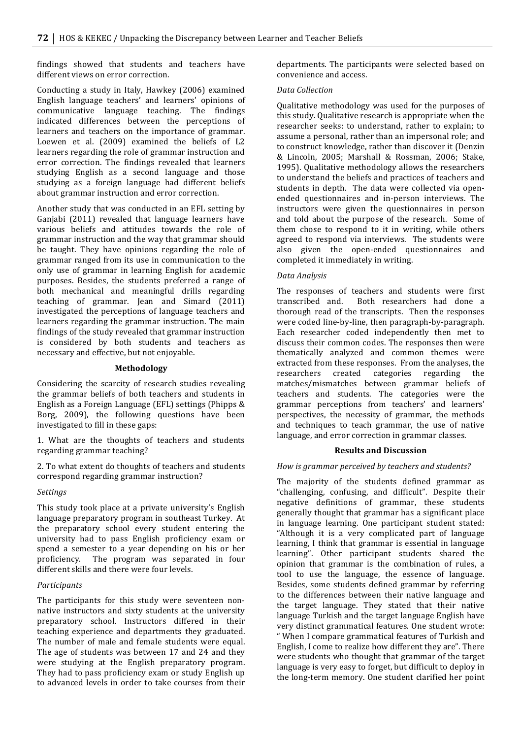findings showed that students and teachers have different views on error correction.

Conducting a study in Italy, Hawkey (2006) examined English language teachers' and learners' opinions of communicative language teaching. The findings indicated differences between the perceptions of learners and teachers on the importance of grammar. Loewen et al. (2009) examined the beliefs of L2 learners regarding the role of grammar instruction and error correction. The findings revealed that learners studying English as a second language and those studying as a foreign language had different beliefs about grammar instruction and error correction.

Another study that was conducted in an EFL setting by Ganjabi (2011) revealed that language learners have various beliefs and attitudes towards the role of grammar instruction and the way that grammar should be taught. They have opinions regarding the role of grammar ranged from its use in communication to the only use of grammar in learning English for academic purposes. Besides, the students preferred a range of both mechanical and meaningful drills regarding teaching of grammar. Jean and Simard (2011) investigated the perceptions of language teachers and learners regarding the grammar instruction. The main findings of the study revealed that grammar instruction is considered by both students and teachers as necessary and effective, but not enjoyable.

## Methodology

Considering the scarcity of research studies revealing the grammar beliefs of both teachers and students in English as a Foreign Language (EFL) settings (Phipps & Borg, 2009), the following questions have been investigated to fill in these gaps:

1. What are the thoughts of teachers and students regarding grammar teaching?

2. To what extent do thoughts of teachers and students correspond regarding grammar instruction?

### *Settings*

This study took place at a private university's English language preparatory program in southeast Turkey. At the preparatory school every student entering the university had to pass English proficiency exam or spend a semester to a year depending on his or her proficiency. The program was separated in four different skills and there were four levels.

### *Participants*

The participants for this study were seventeen non-native instructors and sixty students at the university preparatory school. Instructors differed in their teaching experience and departments they graduated. The number of male and female students were equal. The age of students was between 17 and 24 and they were studying at the English preparatory program. They had to pass proficiency exam or study English up to advanced levels in order to take courses from their departments. The participants were selected based on convenience and access.

### *Data Collection*

Qualitative methodology was used for the purposes of this study. Qualitative research is appropriate when the researcher seeks: to understand, rather to explain; to assume a personal, rather than an impersonal role; and to construct knowledge, rather than discover it (Denzin & Lincoln, 2005; Marshall & Rossman, 2006; Stake, 1995). Qualitative methodology allows the researchers to understand the beliefs and practices of teachers and students in depth. The data were collected via open-ended questionnaires and in-person interviews. The instructors were given the questionnaires in person and told about the purpose of the research. Some of them chose to respond to it in writing, while others agreed to respond via interviews. The students were also given the open-ended questionnaires and completed it immediately in writing.

### *Data Analysis*

The responses of teachers and students were first transcribed and. Both researchers had done a thorough read of the transcripts. Then the responses were coded line-by-line, then paragraph-by-paragraph. Each researcher coded independently then met to discuss their common codes. The responses then were thematically analyzed and common themes were extracted from these responses. From the analyses, the researchers created categories regarding the matches/mismatches between grammar beliefs of teachers and students. The categories were the grammar perceptions from teachers' and learners' perspectives, the necessity of grammar, the methods and techniques to teach grammar, the use of native language, and error correction in grammar classes.

## Results and Discussion

### *How is grammar perceived by teachers and students?*

The majority of the students defined grammar as "challenging, confusing, and difficult". Despite their negative definitions of grammar, these students generally thought that grammar has a significant place in language learning. One participant student stated: "Although it is a very complicated part of language learning, I think that grammar is essential in language learning". Other participant students shared the opinion that grammar is the combination of rules, a tool to use the language, the essence of language. Besides, some students defined grammar by referring to the differences between their native language and the target language. They stated that their native language Turkish and the target language English have very distinct grammatical features. One student wrote: " When I compare grammatical features of Turkish and English, I come to realize how different they are". There were students who thought that grammar of the target language is very easy to forget, but difficult to deploy in the long-term memory. One student clarified her point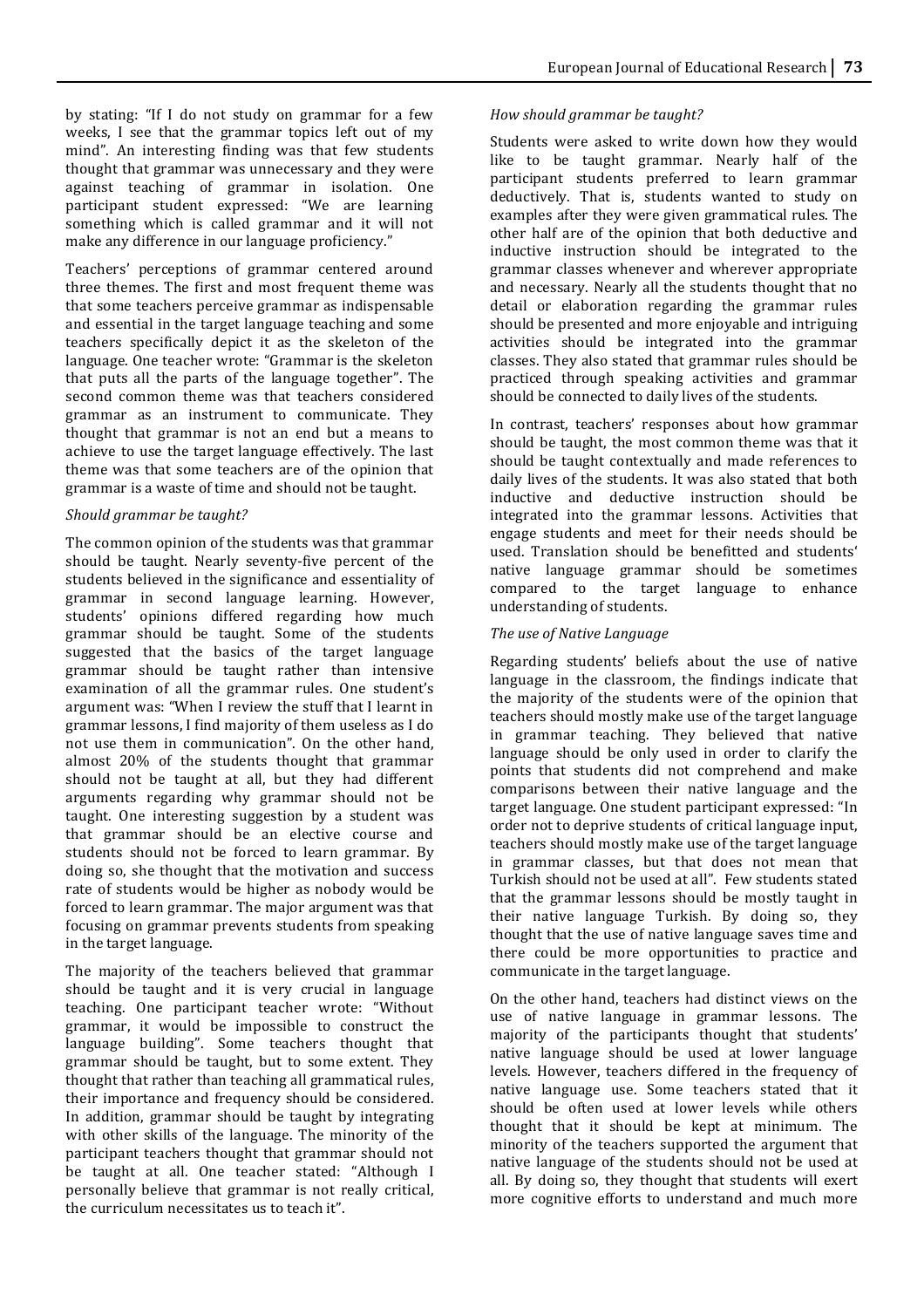by stating: "If I do not study on grammar for a few weeks, I see that the grammar topics left out of my mind". An interesting finding was that few students thought that grammar was unnecessary and they were against teaching of grammar in isolation. One participant student expressed: "We are learning something which is called grammar and it will not make any difference in our language proficiency."

Teachers' perceptions of grammar centered around three themes. The first and most frequent theme was that some teachers perceive grammar as indispensable and essential in the target language teaching and some teachers specifically depict it as the skeleton of the language. One teacher wrote: "Grammar is the skeleton that puts all the parts of the language together". The second common theme was that teachers considered grammar as an instrument to communicate. They thought that grammar is not an end but a means to achieve to use the target language effectively. The last theme was that some teachers are of the opinion that grammar is a waste of time and should not be taught.

*Should grammar be taught?*

The common opinion of the students was that grammar should be taught. Nearly seventy-five percent of the students believed in the significance and essentiality of grammar in second language learning. However, students' opinions differed regarding how much grammar should be taught. Some of the students suggested that the basics of the target language grammar should be taught rather than intensive examination of all the grammar rules. One student's argument was: "When I review the stuff that I learnt in grammar lessons, I find majority of them useless as I do not use them in communication". On the other hand, almost 20% of the students thought that grammar should not be taught at all, but they had different arguments regarding why grammar should not be taught. One interesting suggestion by a student was that grammar should be an elective course and students should not be forced to learn grammar. By doing so, she thought that the motivation and success rate of students would be higher as nobody would be forced to learn grammar. The major argument was that focusing on grammar prevents students from speaking in the target language.

The majority of the teachers believed that grammar should be taught and it is very crucial in language teaching. One participant teacher wrote: "Without grammar, it would be impossible to construct the language building". Some teachers thought that grammar should be taught, but to some extent. They thought that rather than teaching all grammatical rules, their importance and frequency should be considered. In addition, grammar should be taught by integrating with other skills of the language. The minority of the participant teachers thought that grammar should not be taught at all. One teacher stated: "Although I personally believe that grammar is not really critical, the curriculum necessitates us to teach it".

*How should grammar be taught?*

Students were asked to write down how they would like to be taught grammar. Nearly half of the participant students preferred to learn grammar deductively. That is, students wanted to study on examples after they were given grammatical rules. The other half are of the opinion that both deductive and inductive instruction should be integrated to the grammar classes whenever and wherever appropriate and necessary. Nearly all the students thought that no detail or elaboration regarding the grammar rules should be presented and more enjoyable and intriguing activities should be integrated into the grammar classes. They also stated that grammar rules should be practiced through speaking activities and grammar should be connected to daily lives of the students.

In contrast, teachers' responses about how grammar should be taught, the most common theme was that it should be taught contextually and made references to daily lives of the students. It was also stated that both inductive and deductive instruction should be integrated into the grammar lessons. Activities that engage students and meet for their needs should be used. Translation should be benefitted and students' native language grammar should be sometimes compared to the target language to enhance understanding of students.

*The use of Native Language*

Regarding students' beliefs about the use of native language in the classroom, the findings indicate that the majority of the students were of the opinion that teachers should mostly make use of the target language in grammar teaching. They believed that native language should be only used in order to clarify the points that students did not comprehend and make comparisons between their native language and the target language. One student participant expressed: "In order not to deprive students of critical language input, teachers should mostly make use of the target language in grammar classes, but that does not mean that Turkish should not be used at all". Few students stated that the grammar lessons should be mostly taught in their native language Turkish. By doing so, they thought that the use of native language saves time and there could be more opportunities to practice and communicate in the target language.

On the other hand, teachers had distinct views on the use of native language in grammar lessons. The majority of the participants thought that students' native language should be used at lower language levels. However, teachers differed in the frequency of native language use. Some teachers stated that it should be often used at lower levels while others thought that it should be kept at minimum. The minority of the teachers supported the argument that native language of the students should not be used at all. By doing so, they thought that students will exert more cognitive efforts to understand and much more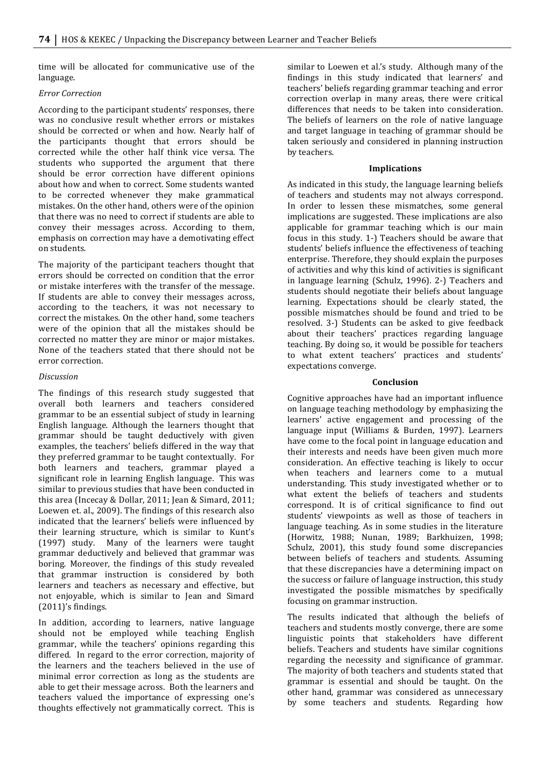time will be allocated for communicative use of the language.

### *Error Correction*

According to the participant students' responses, there was no conclusive result whether errors or mistakes should be corrected or when and how. Nearly half of the participants thought that errors should be corrected while the other half think vice versa. The students who supported the argument that there should be error correction have different opinions about how and when to correct. Some students wanted to be corrected whenever they make grammatical mistakes. On the other hand, others were of the opinion that there was no need to correct if students are able to convey their messages across. According to them, emphasis on correction may have a demotivating effect on students.

The majority of the participant teachers thought that errors should be corrected on condition that the error or mistake interferes with the transfer of the message. If students are able to convey their messages across, according to the teachers, it was not necessary to correct the mistakes. On the other hand, some teachers were of the opinion that all the mistakes should be corrected no matter they are minor or major mistakes. None of the teachers stated that there should not be error correction.

### *Discussion*

The findings of this research study suggested that overall both learners and teachers considered grammar to be an essential subject of study in learning English language. Although the learners thought that grammar should be taught deductively with given examples, the teachers' beliefs differed in the way that they preferred grammar to be taught contextually. For both learners and teachers, grammar played a significant role in learning English language. This was similar to previous studies that have been conducted in this area (Incecay & Dollar, 2011; Jean & Simard, 2011; Loewen et. al., 2009). The findings of this research also indicated that the learners' beliefs were influenced by their learning structure, which is similar to Kunt's (1997) study. Many of the learners were taught grammar deductively and believed that grammar was boring. Moreover, the findings of this study revealed that grammar instruction is considered by both learners and teachers as necessary and effective, but not enjoyable, which is similar to Jean and Simard (2011)'s findings.

In addition, according to learners, native language should not be employed while teaching English grammar, while the teachers' opinions regarding this differed. In regard to the error correction, majority of the learners and the teachers believed in the use of minimal error correction as long as the students are able to get their message across. Both the learners and teachers valued the importance of expressing one's thoughts effectively not grammatically correct. This is similar to Loewen et al.'s study. Although many of the findings in this study indicated that learners' and teachers' beliefs regarding grammar teaching and error correction overlap in many areas, there were critical differences that needs to be taken into consideration. The beliefs of learners on the role of native language and target language in teaching of grammar should be taken seriously and considered in planning instruction by teachers.

## Implications

As indicated in this study, the language learning beliefs of teachers and students may not always correspond. In order to lessen these mismatches, some general implications are suggested. These implications are also applicable for grammar teaching which is our main focus in this study. 1-) Teachers should be aware that students' beliefs influence the effectiveness of teaching enterprise. Therefore, they should explain the purposes of activities and why this kind of activities is significant in language learning (Schulz, 1996). 2-) Teachers and students should negotiate their beliefs about language learning. Expectations should be clearly stated, the possible mismatches should be found and tried to be resolved. 3-) Students can be asked to give feedback about their teachers' practices regarding language teaching. By doing so, it would be possible for teachers to what extent teachers' practices and students' expectations converge.

## Conclusion

Cognitive approaches have had an important influence on language teaching methodology by emphasizing the learners' active engagement and processing of the language input (Williams & Burden, 1997). Learners have come to the focal point in language education and their interests and needs have been given much more consideration. An effective teaching is likely to occur when teachers and learners come to a mutual understanding. This study investigated whether or to what extent the beliefs of teachers and students correspond. It is of critical significance to find out students' viewpoints as well as those of teachers in language teaching. As in some studies in the literature (Horwitz, 1988; Nunan, 1989; Barkhuizen, 1998; Schulz, 2001), this study found some discrepancies between beliefs of teachers and students. Assuming that these discrepancies have a determining impact on the success or failure of language instruction, this study investigated the possible mismatches by specifically focusing on grammar instruction.

The results indicated that although the beliefs of teachers and students mostly converge, there are some linguistic points that stakeholders have different beliefs. Teachers and students have similar cognitions regarding the necessity and significance of grammar. The majority of both teachers and students stated that grammar is essential and should be taught. On the other hand, grammar was considered as unnecessary by some teachers and students. Regarding how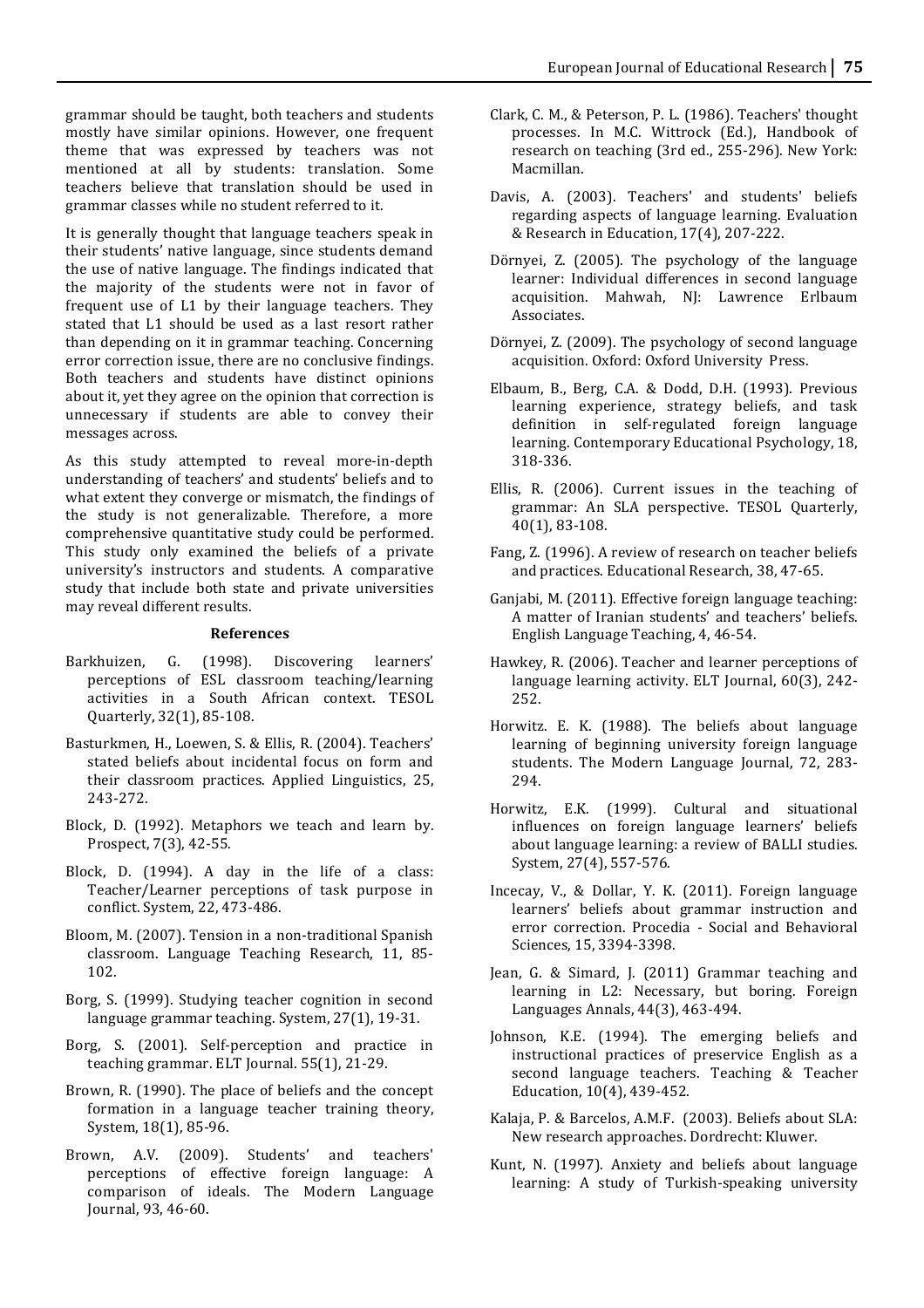grammar should be taught, both teachers and students mostly have similar opinions. However, one frequent theme that was expressed by teachers was not mentioned at all by students: translation. Some teachers believe that translation should be used in grammar classes while no student referred to it.

It is generally thought that language teachers speak in their students' native language, since students demand the use of native language. The findings indicated that the majority of the students were not in favor of frequent use of L1 by their language teachers. They stated that L1 should be used as a last resort rather than depending on it in grammar teaching. Concerning error correction issue, there are no conclusive findings. Both teachers and students have distinct opinions about it, yet they agree on the opinion that correction is unnecessary if students are able to convey their messages across.

As this study attempted to reveal more-in-depth understanding of teachers' and students' beliefs and to what extent they converge or mismatch, the findings of the study is not generalizable. Therefore, a more comprehensive quantitative study could be performed. This study only examined the beliefs of a private university's instructors and students. A comparative study that include both state and private universities may reveal different results.

## References

Barkhuizen, G. (1998). Discovering learners' perceptions of ESL classroom teaching/learning activities in a South African context. TESOL Quarterly, 32(1), 85-108.

Basturkmen, H., Loewen, S. & Ellis, R. (2004). Teachers' stated beliefs about incidental focus on form and their classroom practices. Applied Linguistics, 25, 243-272.

Block, D. (1992). Metaphors we teach and learn by. Prospect, 7(3), 42-55.

Block, D. (1994). A day in the life of a class: Teacher/Learner perceptions of task purpose in conflict. System, 22, 473-486.

Bloom, M. (2007). Tension in a non-traditional Spanish classroom. Language Teaching Research, 11, 85-102.

Borg, S. (1999). Studying teacher cognition in second language grammar teaching. System, 27(1), 19-31.

Borg, S. (2001). Self-perception and practice in teaching grammar. ELT Journal. 55(1), 21-29.

Brown, R. (1990). The place of beliefs and the concept formation in a language teacher training theory, System, 18(1), 85-96.

Brown, A.V. (2009). Students' and teachers' perceptions of effective foreign language: A comparison of ideals. The Modern Language Journal, 93, 46-60.

Clark, C. M., & Peterson, P. L. (1986). Teachers' thought processes. In M.C. Wittrock (Ed.), Handbook of research on teaching (3rd ed., 255-296). New York: Macmillan.

Davis, A. (2003). Teachers' and students' beliefs regarding aspects of language learning. Evaluation & Research in Education, 17(4), 207-222.

Dörnyei, Z. (2005). The psychology of the language learner: Individual differences in second language acquisition. Mahwah, NJ: Lawrence Erlbaum Associates.

Dörnyei, Z. (2009). The psychology of second language acquisition. Oxford: Oxford University Press.

Elbaum, B., Berg, C.A. & Dodd, D.H. (1993). Previous learning experience, strategy beliefs, and task definition in self-regulated foreign language learning. Contemporary Educational Psychology, 18, 318-336.

Ellis, R. (2006). Current issues in the teaching of grammar: An SLA perspective. TESOL Quarterly, 40(1), 83-108.

Fang, Z. (1996). A review of research on teacher beliefs and practices. Educational Research, 38, 47-65.

Ganjabi, M. (2011). Effective foreign language teaching: A matter of Iranian students' and teachers' beliefs. English Language Teaching, 4, 46-54.

Hawkey, R. (2006). Teacher and learner perceptions of language learning activity. ELT Journal, 60(3), 242-252.

Horwitz. E. K. (1988). The beliefs about language learning of beginning university foreign language students. The Modern Language Journal, 72, 283-294.

Horwitz, E.K. (1999). Cultural and situational influences on foreign language learners' beliefs about language learning: a review of BALLI studies. System, 27(4), 557-576.

Incecay, V., & Dollar, Y. K. (2011). Foreign language learners' beliefs about grammar instruction and error correction. Procedia - Social and Behavioral Sciences, 15, 3394-3398.

Jean, G. & Simard, J. (2011) Grammar teaching and learning in L2: Necessary, but boring. Foreign Languages Annals, 44(3), 463-494.

Johnson, K.E. (1994). The emerging beliefs and instructional practices of preservice English as a second language teachers. Teaching & Teacher Education, 10(4), 439-452.

Kalaja, P. & Barcelos, A.M.F. (2003). Beliefs about SLA: New research approaches. Dordrecht: Kluwer.

Kunt, N. (1997). Anxiety and beliefs about language learning: A study of Turkish-speaking university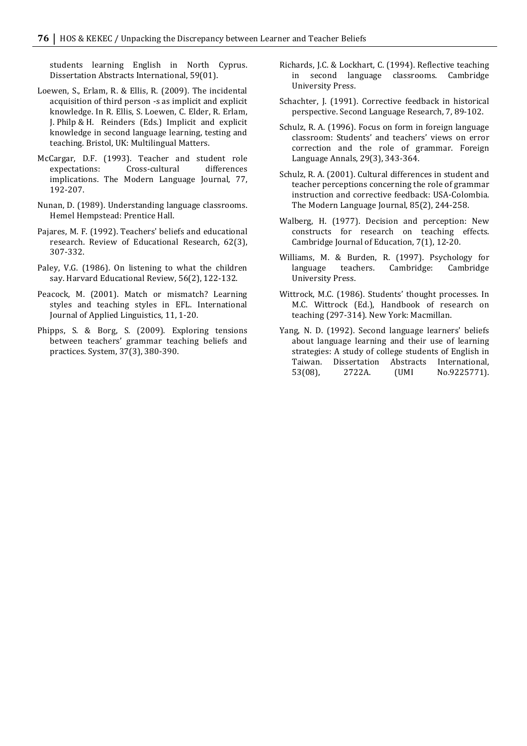students learning English in North Cyprus. Dissertation Abstracts International, 59(01).

Loewen, S., Erlam, R. & Ellis, R. (2009). The incidental acquisition of third person -s as implicit and explicit knowledge. In R. Ellis, S. Loewen, C. Elder, R. Erlam, J. Philp & H. Reinders (Eds.) Implicit and explicit knowledge in second language learning, testing and teaching. Bristol, UK: Multilingual Matters.

McCargar, D.F. (1993). Teacher and student role expectations: Cross-cultural differences implications. The Modern Language Journal, 77, 192-207.

Nunan, D. (1989). Understanding language classrooms. Hemel Hempstead: Prentice Hall.

Pajares, M. F. (1992). Teachers' beliefs and educational research. Review of Educational Research, 62(3), 307-332.

Paley, V.G. (1986). On listening to what the children say. Harvard Educational Review, 56(2), 122-132.

Peacock, M. (2001). Match or mismatch? Learning styles and teaching styles in EFL. International Journal of Applied Linguistics, 11, 1-20.

Phipps, S. & Borg, S. (2009). Exploring tensions between teachers' grammar teaching beliefs and practices. System, 37(3), 380-390.

Richards, J.C. & Lockhart, C. (1994). Reflective teaching in second language classrooms. Cambridge University Press.

Schachter, J. (1991). Corrective feedback in historical perspective. Second Language Research, 7, 89-102.

Schulz, R. A. (1996). Focus on form in foreign language classroom: Students' and teachers' views on error correction and the role of grammar. Foreign Language Annals, 29(3), 343-364.

Schulz, R. A. (2001). Cultural differences in student and teacher perceptions concerning the role of grammar instruction and corrective feedback: USA-Colombia. The Modern Language Journal, 85(2), 244-258.

Walberg, H. (1977). Decision and perception: New constructs for research on teaching effects. Cambridge Journal of Education, 7(1), 12-20.

Williams, M. & Burden, R. (1997). Psychology for language teachers. Cambridge: Cambridge University Press.

Wittrock, M.C. (1986). Students' thought processes. In M.C. Wittrock (Ed.), Handbook of research on teaching (297-314). New York: Macmillan.

Yang, N. D. (1992). Second language learners' beliefs about language learning and their use of learning strategies: A study of college students of English in Taiwan. Dissertation Abstracts International, 53(08), 2722A. (UMI No.9225771).